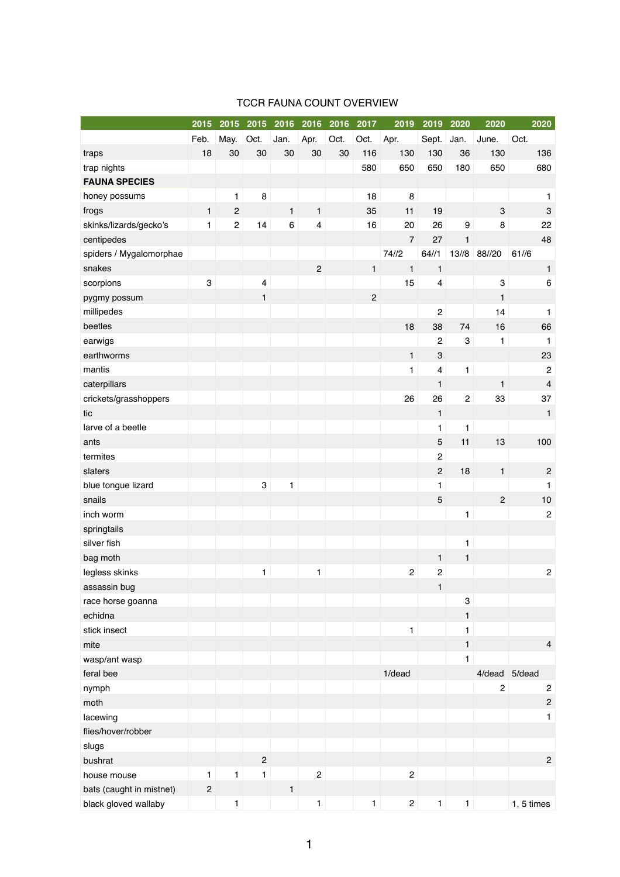# TCCR FAUNA COUNT OVERVIEW

| | 2015 | 2015 | 2015 | 2016 | 2016 | 2016 | 2017 | 2019 | 2019 | 2020 | 2020 | 2020 |
|---|---|---|---|---|---|---|---|---|---|---|---|---|
| | Feb. | May. | Oct. | Jan. | Apr. | Oct. | Oct. | Apr. | Sept. | Jan. | June. | Oct. |
| traps | 18 | 30 | 30 | 30 | 30 | 30 | 116 | 130 | 130 | 36 | 130 | 136 |
| trap nights | | | | | | | 580 | 650 | 650 | 180 | 650 | 680 |
| **FAUNA SPECIES** | | | | | | | | | | | | |
| honey possums | | 1 | 8 | | | | 18 | 8 | | | | 1 |
| frogs | 1 | 2 | | 1 | 1 | | 35 | 11 | 19 | | 3 | 3 |
| skinks/lizards/gecko's | 1 | 2 | 14 | 6 | 4 | | 16 | 20 | 26 | 9 | 8 | 22 |
| centipedes | | | | | | | | 7 | 27 | 1 | | 48 |
| spiders / Mygalomorphae | | | | | | | | 74//2 | 64//1 | 13//8 | 88//20 | 61//6 |
| snakes | | | | | 2 | | 1 | 1 | 1 | | | 1 |
| scorpions | 3 | | 4 | | | | | 15 | 4 | | 3 | 6 |
| pygmy possum | | | 1 | | | | 2 | | | | 1 | |
| millipedes | | | | | | | | | 2 | | 14 | 1 |
| beetles | | | | | | | | 18 | 38 | 74 | 16 | 66 |
| earwigs | | | | | | | | | 2 | 3 | 1 | 1 |
| earthworms | | | | | | | | 1 | 3 | | | 23 |
| mantis | | | | | | | | 1 | 4 | 1 | | 2 |
| caterpillars | | | | | | | | | 1 | | 1 | 4 |
| crickets/grasshoppers | | | | | | | | 26 | 26 | 2 | 33 | 37 |
| tic | | | | | | | | | 1 | | | 1 |
| larve of a beetle | | | | | | | | | 1 | 1 | | |
| ants | | | | | | | | | 5 | 11 | 13 | 100 |
| termites | | | | | | | | | 2 | | | |
| slaters | | | | | | | | | 2 | 18 | 1 | 2 |
| blue tongue lizard | | | 3 | 1 | | | | | 1 | | | 1 |
| snails | | | | | | | | | 5 | | 2 | 10 |
| inch worm | | | | | | | | | | 1 | | 2 |
| springtails | | | | | | | | | | | | |
| silver fish | | | | | | | | | | 1 | | |
| bag moth | | | | | | | | | 1 | 1 | | |
| legless skinks | | | 1 | | 1 | | | 2 | 2 | | | 2 |
| assassin bug | | | | | | | | | 1 | | | |
| race horse goanna | | | | | | | | | | 3 | | |
| echidna | | | | | | | | | | 1 | | |
| stick insect | | | | | | | | 1 | | 1 | | |
| mite | | | | | | | | | | 1 | | 4 |
| wasp/ant wasp | | | | | | | | | | 1 | | |
| feral bee | | | | | | | | 1/dead | | | 4/dead | 5/dead |
| nymph | | | | | | | | | | | 2 | 2 |
| moth | | | | | | | | | | | | 2 |
| lacewing | | | | | | | | | | | | 1 |
| flies/hover/robber | | | | | | | | | | | | |
| slugs | | | | | | | | | | | | |
| bushrat | | | 2 | | | | | | | | | 2 |
| house mouse | 1 | 1 | 1 | | 2 | | | 2 | | | | |
| bats (caught in mistnet) | 2 | | | 1 | | | | | | | | |
| black gloved wallaby | | 1 | | | 1 | | 1 | 2 | 1 | 1 | | 1, 5 times |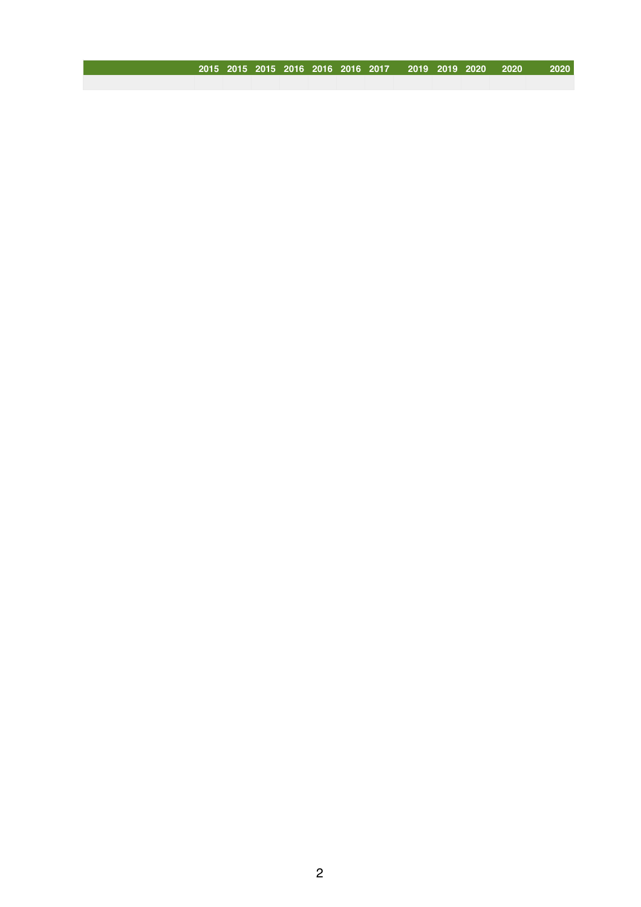| | 2015 | 2015 | 2015 | 2016 | 2016 | 2016 | 2017 | 2019 | 2019 | 2020 | 2020 | 2020 |
|---|---|---|---|---|---|---|---|---|---|---|---|---|
| | | | | | | | | | | | | |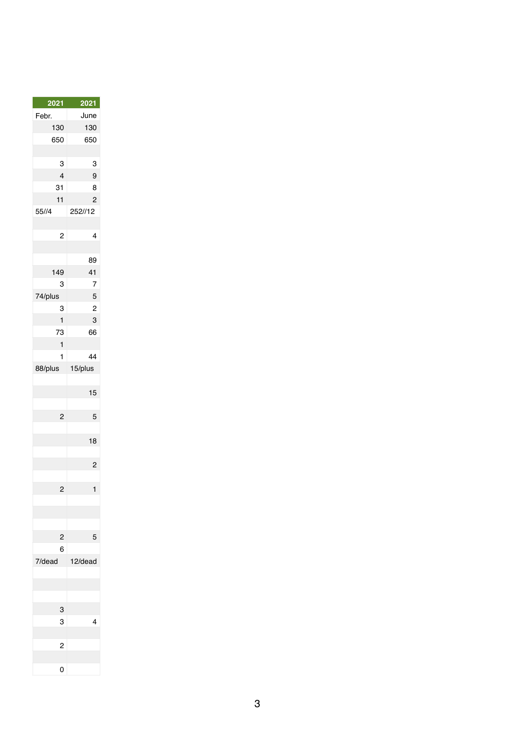| 2021 | 2021 |
|---|---|
| Febr. | June |
| 130 | 130 |
| 650 | 650 |
| | |
| 3 | 3 |
| 4 | 9 |
| 31 | 8 |
| 11 | 2 |
| 55//4 | 252//12 |
| | |
| 2 | 4 |
| | |
| | 89 |
| 149 | 41 |
| 3 | 7 |
| 74/plus | 5 |
| 3 | 2 |
| 1 | 3 |
| 73 | 66 |
| 1 | |
| 1 | 44 |
| 88/plus | 15/plus |
| | |
| | 15 |
| | |
| 2 | 5 |
| | |
| | 18 |
| | |
| | 2 |
| | |
| 2 | 1 |
| | |
| | |
| | |
| 2 | 5 |
| 6 | |
| 7/dead | 12/dead |
| | |
| | |
| | |
| 3 | |
| 3 | 4 |
| | |
| 2 | |
| | |
| 0 | |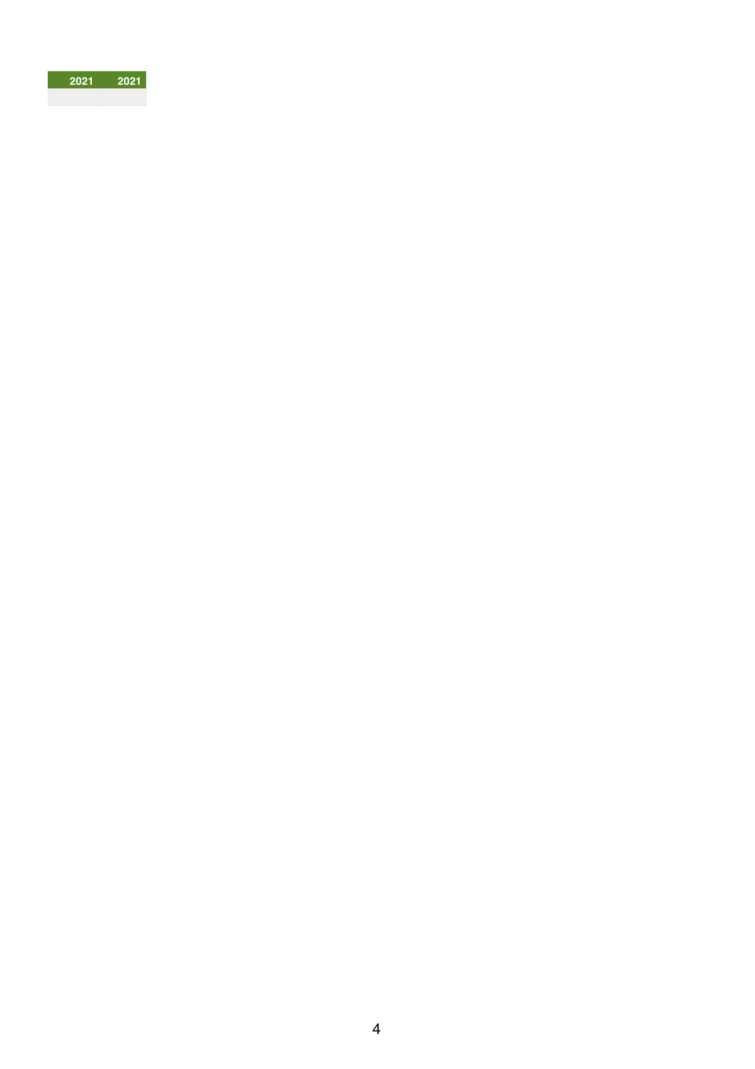| 2021 | 2021 |
| --- | --- |
| | |